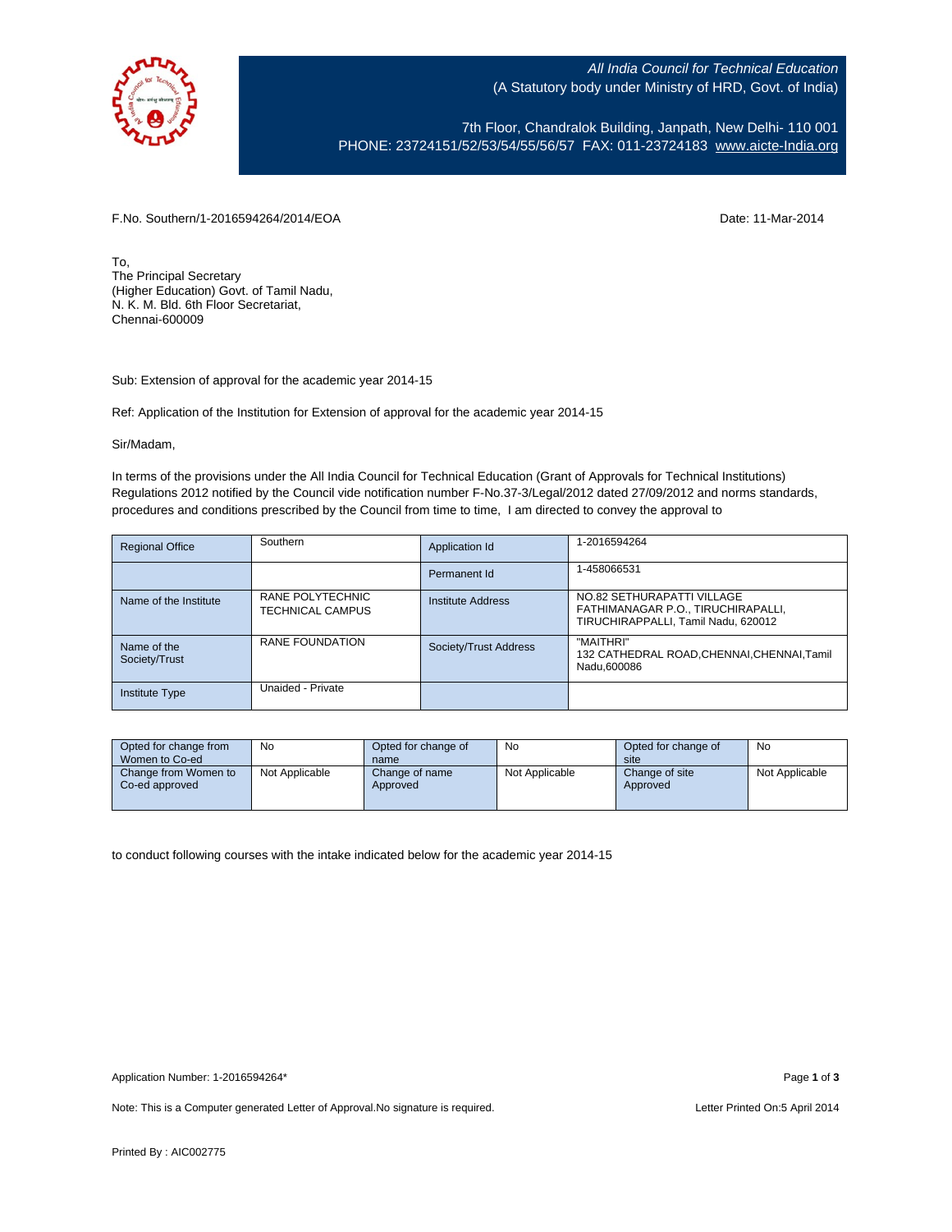*All India Council for Technical Education*
(A Statutory body under Ministry of HRD, Govt. of India)

7th Floor, Chandralok Building, Janpath, New Delhi- 110 001
PHONE: 23724151/52/53/54/55/56/57 FAX: 011-23724183 www.aicte-India.org

F.No. Southern/1-2016594264/2014/EOA

Date: 11-Mar-2014

To,
The Principal Secretary
(Higher Education) Govt. of Tamil Nadu,
N. K. M. Bld. 6th Floor Secretariat,
Chennai-600009

Sub: Extension of approval for the academic year 2014-15

Ref: Application of the Institution for Extension of approval for the academic year 2014-15

Sir/Madam,

In terms of the provisions under the All India Council for Technical Education (Grant of Approvals for Technical Institutions) Regulations 2012 notified by the Council vide notification number F-No.37-3/Legal/2012 dated 27/09/2012 and norms standards, procedures and conditions prescribed by the Council from time to time, I am directed to convey the approval to

| Regional Office | Southern | Application Id | 1-2016594264 |
|---|---|---|---|
| | | Permanent Id | 1-458066531 |
| Name of the Institute | RANE POLYTECHNIC TECHNICAL CAMPUS | Institute Address | NO.82 SETHURAPATTI VILLAGE FATHIMANAGAR P.O., TIRUCHIRAPALLI, TIRUCHIRAPPALLI, Tamil Nadu, 620012 |
| Name of the Society/Trust | RANE FOUNDATION | Society/Trust Address | "MAITHRI" 132 CATHEDRAL ROAD,CHENNAI,CHENNAI,Tamil Nadu,600086 |
| Institute Type | Unaided - Private | | |

| Opted for change from Women to Co-ed | No | Opted for change of name | No | Opted for change of site | No |
|---|---|---|---|---|---|
| Change from Women to Co-ed approved | Not Applicable | Change of name Approved | Not Applicable | Change of site Approved | Not Applicable |

to conduct following courses with the intake indicated below for the academic year 2014-15

Application Number: 1-2016594264*

Note: This is a Computer generated Letter of Approval.No signature is required.

Letter Printed On:5 April 2014

Printed By : AIC002775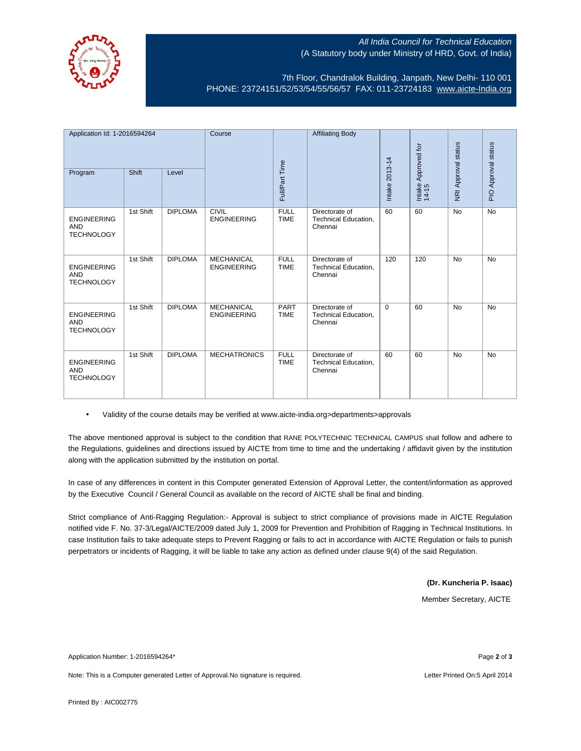All India Council for Technical Education
(A Statutory body under Ministry of HRD, Govt. of India)

7th Floor, Chandralok Building, Janpath, New Delhi- 110 001
PHONE: 23724151/52/53/54/55/56/57 FAX: 011-23724183 www.aicte-India.org

| Application Id: 1-2016594264 | | | Course | Full/Part Time | Affiliating Body | Intake 2013-14 | Intake Approved for 14-15 | NRI Approval status | PIO Approval status |
|---|---|---|---|---|---|---|---|---|---|
| Program | Shift | Level | | | | | | | |
| ENGINEERING AND TECHNOLOGY | 1st Shift | DIPLOMA | CIVIL ENGINEERING | FULL TIME | Directorate of Technical Education, Chennai | 60 | 60 | No | No |
| ENGINEERING AND TECHNOLOGY | 1st Shift | DIPLOMA | MECHANICAL ENGINEERING | FULL TIME | Directorate of Technical Education, Chennai | 120 | 120 | No | No |
| ENGINEERING AND TECHNOLOGY | 1st Shift | DIPLOMA | MECHANICAL ENGINEERING | PART TIME | Directorate of Technical Education, Chennai | 0 | 60 | No | No |
| ENGINEERING AND TECHNOLOGY | 1st Shift | DIPLOMA | MECHATRONICS | FULL TIME | Directorate of Technical Education, Chennai | 60 | 60 | No | No |

- Validity of the course details may be verified at www.aicte-india.org>departments>approvals

The above mentioned approval is subject to the condition that RANE POLYTECHNIC TECHNICAL CAMPUS shall follow and adhere to the Regulations, guidelines and directions issued by AICTE from time to time and the undertaking / affidavit given by the institution along with the application submitted by the institution on portal.

In case of any differences in content in this Computer generated Extension of Approval Letter, the content/information as approved by the Executive Council / General Council as available on the record of AICTE shall be final and binding.

Strict compliance of Anti-Ragging Regulation:- Approval is subject to strict compliance of provisions made in AICTE Regulation notified vide F. No. 37-3/Legal/AICTE/2009 dated July 1, 2009 for Prevention and Prohibition of Ragging in Technical Institutions. In case Institution fails to take adequate steps to Prevent Ragging or fails to act in accordance with AICTE Regulation or fails to punish perpetrators or incidents of Ragging, it will be liable to take any action as defined under clause 9(4) of the said Regulation.

**(Dr. Kuncheria P. Isaac)**

Member Secretary, AICTE

Application Number: 1-2016594264*

Note: This is a Computer generated Letter of Approval.No signature is required.

Letter Printed On:5 April 2014

Printed By : AIC002775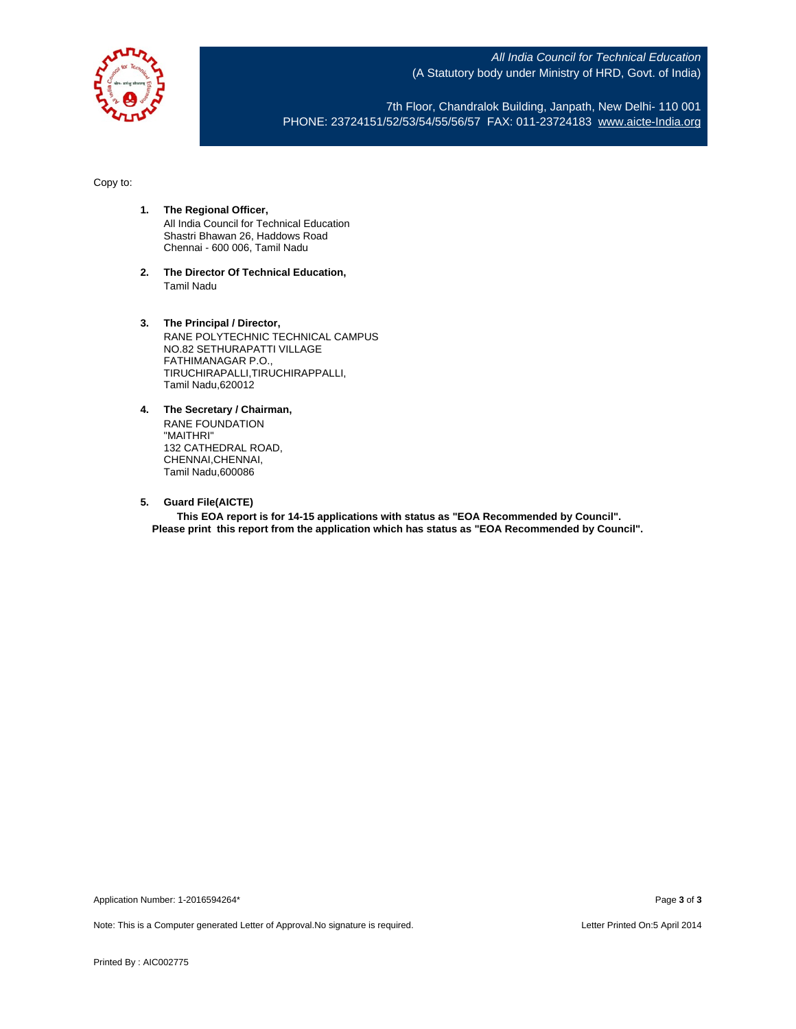*All India Council for Technical Education*
(A Statutory body under Ministry of HRD, Govt. of India)

7th Floor, Chandralok Building, Janpath, New Delhi- 110 001
PHONE: 23724151/52/53/54/55/56/57 FAX: 011-23724183 www.aicte-India.org

Copy to:

1. **The Regional Officer,**
   All India Council for Technical Education
   Shastri Bhawan 26, Haddows Road
   Chennai - 600 006, Tamil Nadu

2. **The Director Of Technical Education,**
   Tamil Nadu

3. **The Principal / Director,**
   RANE POLYTECHNIC TECHNICAL CAMPUS
   NO.82 SETHURAPATTI VILLAGE
   FATHIMANAGAR P.O.,
   TIRUCHIRAPALLI,TIRUCHIRAPPALLI,
   Tamil Nadu,620012

4. **The Secretary / Chairman,**
   RANE FOUNDATION
   "MAITHRI"
   132 CATHEDRAL ROAD,
   CHENNAI,CHENNAI,
   Tamil Nadu,600086

5. **Guard File(AICTE)**

**This EOA report is for 14-15 applications with status as "EOA Recommended by Council".**
**Please print this report from the application which has status as "EOA Recommended by Council".**

Application Number: 1-2016594264*

Note: This is a Computer generated Letter of Approval.No signature is required.

Letter Printed On:5 April 2014

Printed By : AIC002775